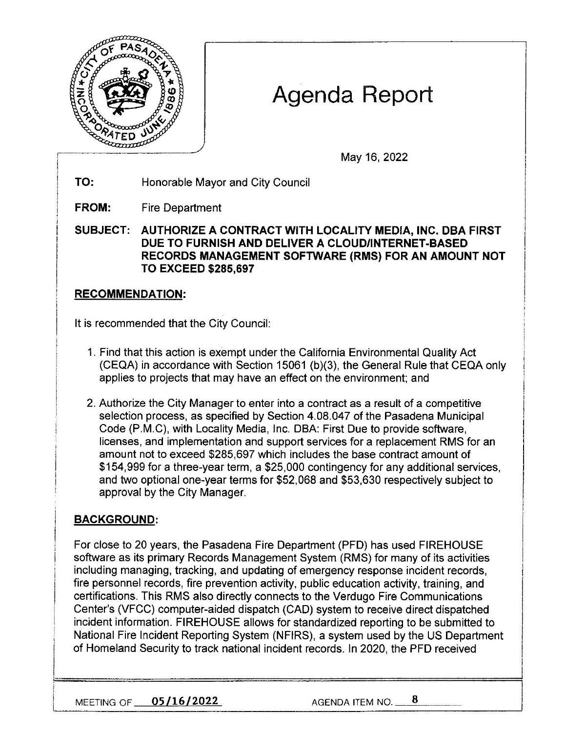# Agenda Report

May 16, 2022

**TO:** Honorable Mayor and City Council

**FROM:** Fire Department

**SUBJECT: AUTHORIZE A CONTRACT WITH LOCALITY MEDIA, INC. DBA FIRST DUE TO FURNISH AND DELIVER A CLOUD/INTERNET-BASED RECORDS MANAGEMENT SOFTWARE (RMS) FOR AN AMOUNT NOT TO EXCEED $285,697**

## RECOMMENDATION:

It is recommended that the City Council:

1. Find that this action is exempt under the California Environmental Quality Act (CEQA) in accordance with Section 15061 (b)(3), the General Rule that CEQA only applies to projects that may have an effect on the environment; and

2. Authorize the City Manager to enter into a contract as a result of a competitive selection process, as specified by Section 4.08.047 of the Pasadena Municipal Code (P.M.C), with Locality Media, Inc. DBA: First Due to provide software, licenses, and implementation and support services for a replacement RMS for an amount not to exceed $285,697 which includes the base contract amount of $154,999 for a three-year term, a $25,000 contingency for any additional services, and two optional one-year terms for $52,068 and $53,630 respectively subject to approval by the City Manager.

## BACKGROUND:

For close to 20 years, the Pasadena Fire Department (PFD) has used FIREHOUSE software as its primary Records Management System (RMS) for many of its activities including managing, tracking, and updating of emergency response incident records, fire personnel records, fire prevention activity, public education activity, training, and certifications. This RMS also directly connects to the Verdugo Fire Communications Center's (VFCC) computer-aided dispatch (CAD) system to receive direct dispatched incident information. FIREHOUSE allows for standardized reporting to be submitted to National Fire Incident Reporting System (NFIRS), a system used by the US Department of Homeland Security to track national incident records. In 2020, the PFD received

MEETING OF 05/16/2022 AGENDA ITEM NO. 8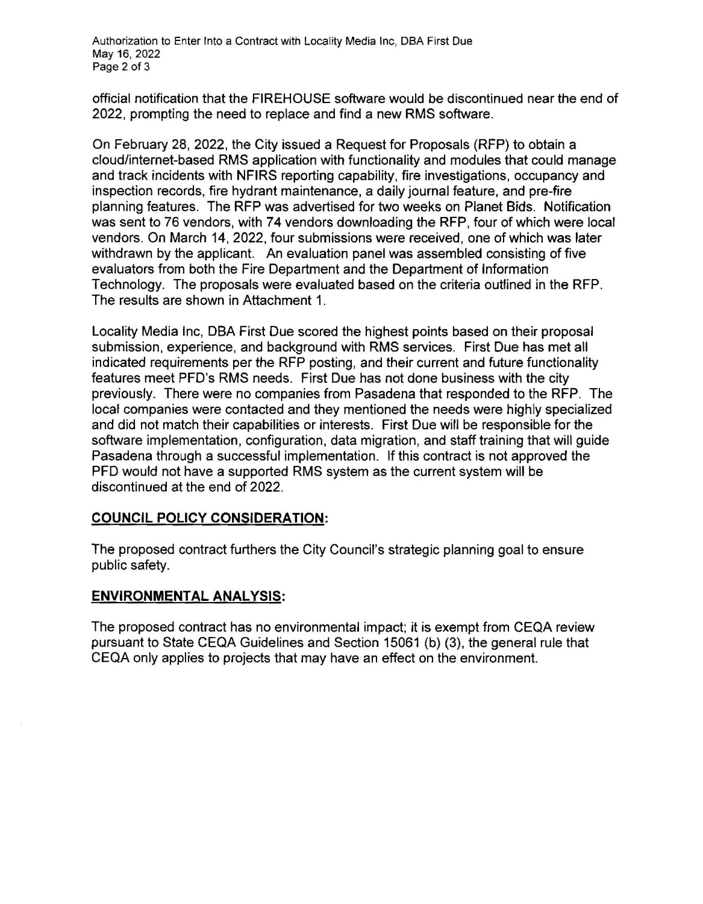official notification that the FIREHOUSE software would be discontinued near the end of 2022, prompting the need to replace and find a new RMS software.

On February 28, 2022, the City issued a Request for Proposals (RFP) to obtain a cloud/internet-based RMS application with functionality and modules that could manage and track incidents with NFIRS reporting capability, fire investigations, occupancy and inspection records, fire hydrant maintenance, a daily journal feature, and pre-fire planning features. The RFP was advertised for two weeks on Planet Bids. Notification was sent to 76 vendors, with 74 vendors downloading the RFP, four of which were local vendors. On March 14, 2022, four submissions were received, one of which was later withdrawn by the applicant. An evaluation panel was assembled consisting of five evaluators from both the Fire Department and the Department of Information Technology. The proposals were evaluated based on the criteria outlined in the RFP. The results are shown in Attachment 1.

Locality Media Inc, DBA First Due scored the highest points based on their proposal submission, experience, and background with RMS services. First Due has met all indicated requirements per the RFP posting, and their current and future functionality features meet PFD's RMS needs. First Due has not done business with the city previously. There were no companies from Pasadena that responded to the RFP. The local companies were contacted and they mentioned the needs were highly specialized and did not match their capabilities or interests. First Due will be responsible for the software implementation, configuration, data migration, and staff training that will guide Pasadena through a successful implementation. If this contract is not approved the PFD would not have a supported RMS system as the current system will be discontinued at the end of 2022.

## COUNCIL POLICY CONSIDERATION:

The proposed contract furthers the City Council's strategic planning goal to ensure public safety.

## ENVIRONMENTAL ANALYSIS:

The proposed contract has no environmental impact; it is exempt from CEQA review pursuant to State CEQA Guidelines and Section 15061 (b) (3), the general rule that CEQA only applies to projects that may have an effect on the environment.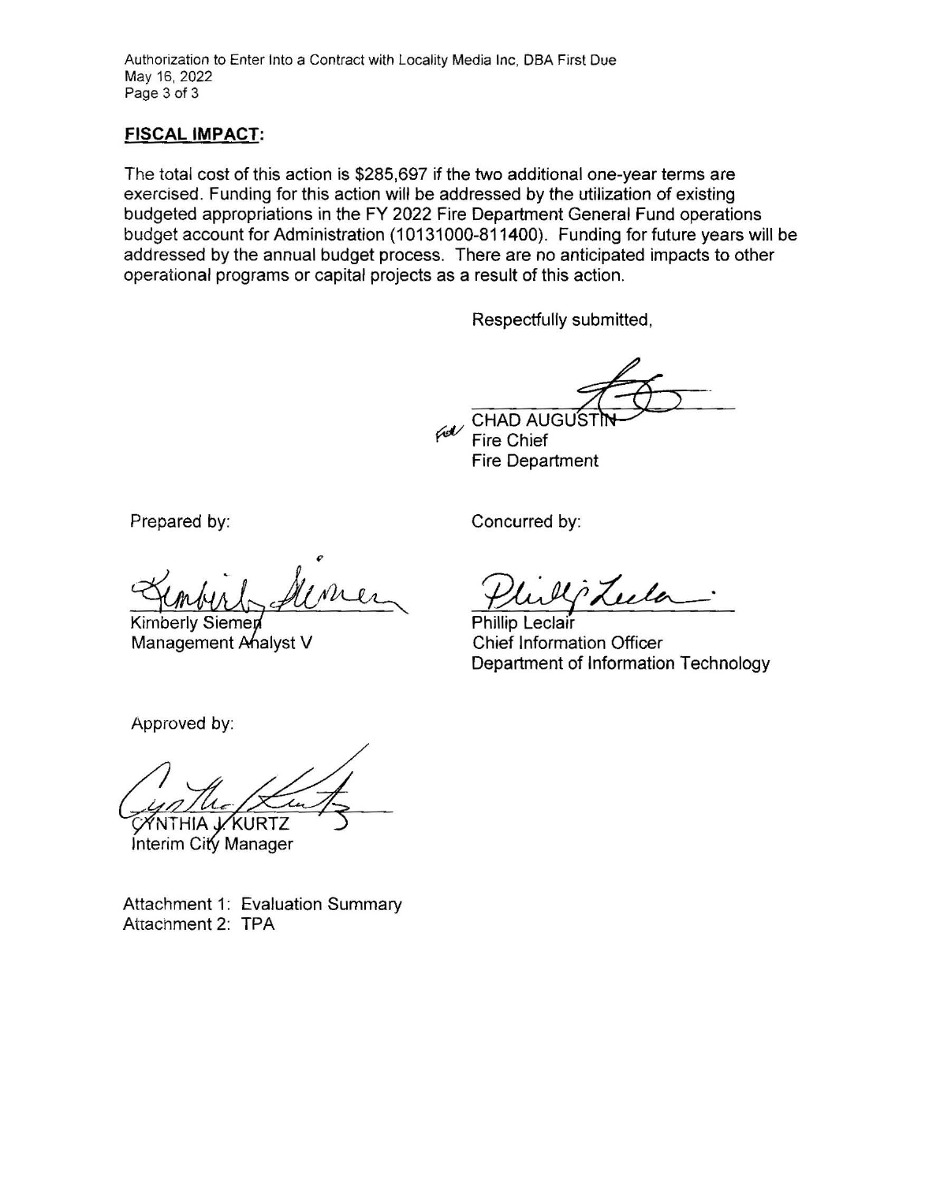**FISCAL IMPACT:**

The total cost of this action is $285,697 if the two additional one-year terms are exercised. Funding for this action will be addressed by the utilization of existing budgeted appropriations in the FY 2022 Fire Department General Fund operations budget account for Administration (10131000-811400). Funding for future years will be addressed by the annual budget process. There are no anticipated impacts to other operational programs or capital projects as a result of this action.

Respectfully submitted,

for CHAD AUGUSTIN
Fire Chief
Fire Department

Prepared by:

Kimberly Siemen
Management Analyst V

Concurred by:

Phillip Leclair
Chief Information Officer
Department of Information Technology

Approved by:

CYNTHIA J. KURTZ
Interim City Manager

Attachment 1: Evaluation Summary
Attachment 2: TPA